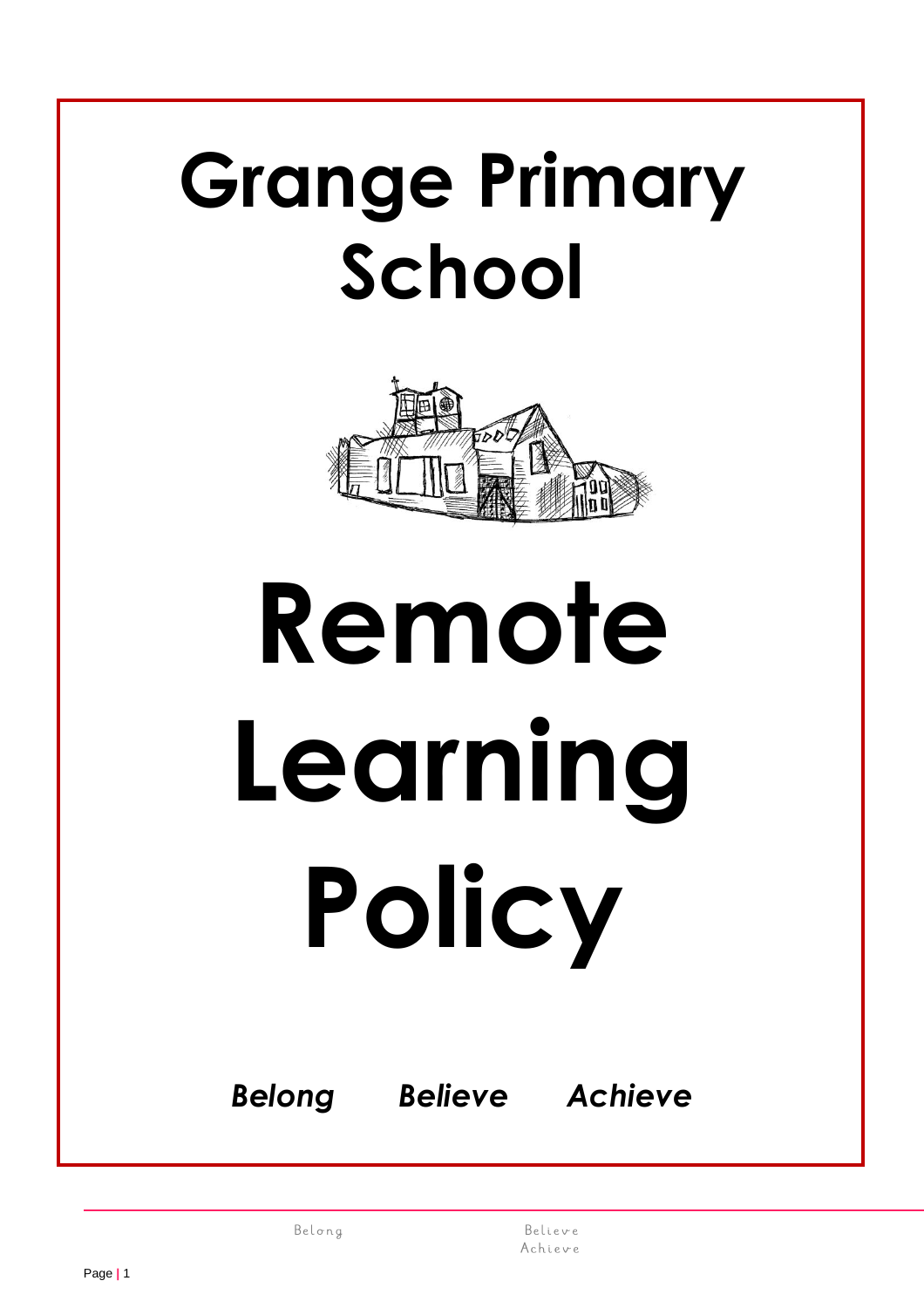# Grange Primary School

# Remote Learning Policy

***Belong Believe Achieve***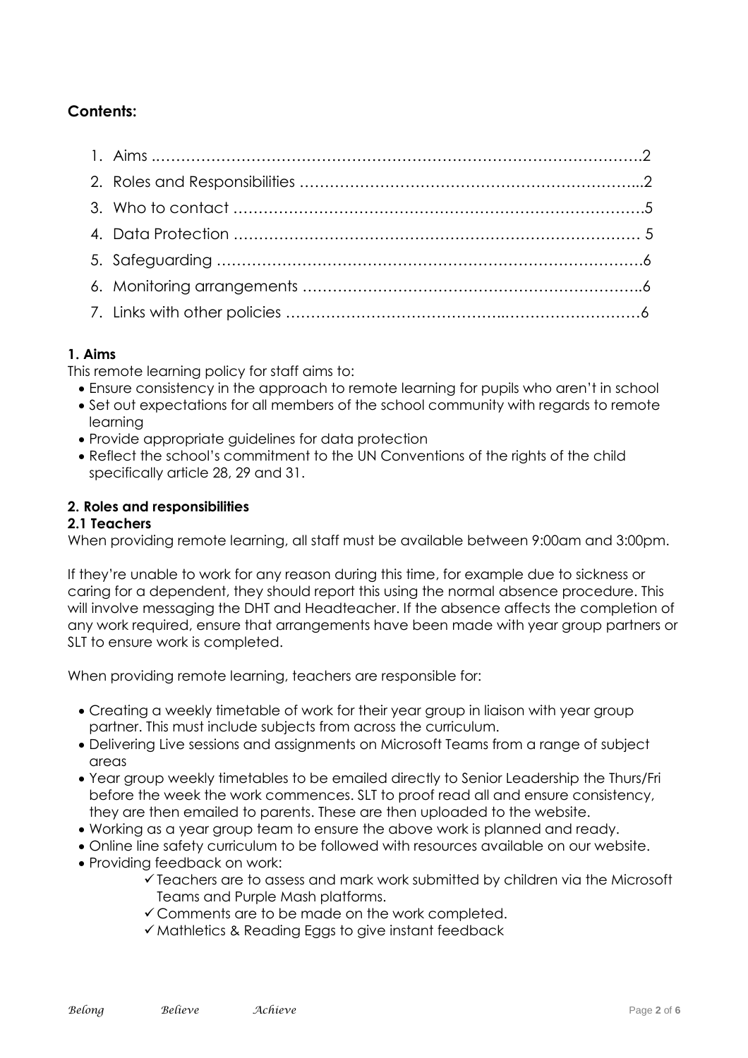## Contents:

1. Aims ..…………………………………………………………………………………….2
2. Roles and Responsibilities …………………………………………………………...2
3. Who to contact ……………………………………………………………………….5
4. Data Protection ……………………………………………………………………… 5
5. Safeguarding ………………………………………………………………………….6
6. Monitoring arrangements …………………………………………………………..6
7. Links with other policies …………………………………..……………………….6

### 1. Aims

This remote learning policy for staff aims to:

- Ensure consistency in the approach to remote learning for pupils who aren't in school
- Set out expectations for all members of the school community with regards to remote learning
- Provide appropriate guidelines for data protection
- Reflect the school's commitment to the UN Conventions of the rights of the child specifically article 28, 29 and 31.

### 2. Roles and responsibilities

#### 2.1 Teachers

When providing remote learning, all staff must be available between 9:00am and 3:00pm.

If they're unable to work for any reason during this time, for example due to sickness or caring for a dependent, they should report this using the normal absence procedure. This will involve messaging the DHT and Headteacher. If the absence affects the completion of any work required, ensure that arrangements have been made with year group partners or SLT to ensure work is completed.

When providing remote learning, teachers are responsible for:

- Creating a weekly timetable of work for their year group in liaison with year group partner. This must include subjects from across the curriculum.
- Delivering Live sessions and assignments on Microsoft Teams from a range of subject areas
- Year group weekly timetables to be emailed directly to Senior Leadership the Thurs/Fri before the week the work commences. SLT to proof read all and ensure consistency, they are then emailed to parents. These are then uploaded to the website.
- Working as a year group team to ensure the above work is planned and ready.
- Online line safety curriculum to be followed with resources available on our website.
- Providing feedback on work:
  - ✓ Teachers are to assess and mark work submitted by children via the Microsoft Teams and Purple Mash platforms.
  - ✓ Comments are to be made on the work completed.
  - ✓ Mathletics & Reading Eggs to give instant feedback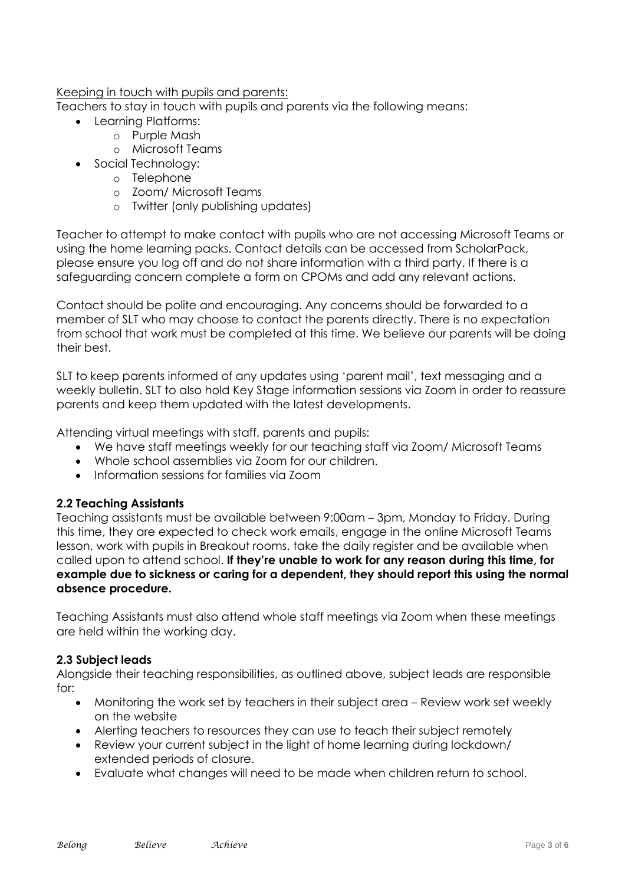Keeping in touch with pupils and parents:

Teachers to stay in touch with pupils and parents via the following means:

- Learning Platforms:
  - Purple Mash
  - Microsoft Teams
- Social Technology:
  - Telephone
  - Zoom/ Microsoft Teams
  - Twitter (only publishing updates)

Teacher to attempt to make contact with pupils who are not accessing Microsoft Teams or using the home learning packs. Contact details can be accessed from ScholarPack, please ensure you log off and do not share information with a third party. If there is a safeguarding concern complete a form on CPOMs and add any relevant actions.

Contact should be polite and encouraging. Any concerns should be forwarded to a member of SLT who may choose to contact the parents directly. There is no expectation from school that work must be completed at this time. We believe our parents will be doing their best.

SLT to keep parents informed of any updates using 'parent mail', text messaging and a weekly bulletin. SLT to also hold Key Stage information sessions via Zoom in order to reassure parents and keep them updated with the latest developments.

Attending virtual meetings with staff, parents and pupils:

- We have staff meetings weekly for our teaching staff via Zoom/ Microsoft Teams
- Whole school assemblies via Zoom for our children.
- Information sessions for families via Zoom

### 2.2 Teaching Assistants

Teaching assistants must be available between 9:00am – 3pm, Monday to Friday. During this time, they are expected to check work emails, engage in the online Microsoft Teams lesson, work with pupils in Breakout rooms, take the daily register and be available when called upon to attend school. **If they're unable to work for any reason during this time, for example due to sickness or caring for a dependent, they should report this using the normal absence procedure.**

Teaching Assistants must also attend whole staff meetings via Zoom when these meetings are held within the working day.

### 2.3 Subject leads

Alongside their teaching responsibilities, as outlined above, subject leads are responsible for:

- Monitoring the work set by teachers in their subject area – Review work set weekly on the website
- Alerting teachers to resources they can use to teach their subject remotely
- Review your current subject in the light of home learning during lockdown/ extended periods of closure.
- Evaluate what changes will need to be made when children return to school.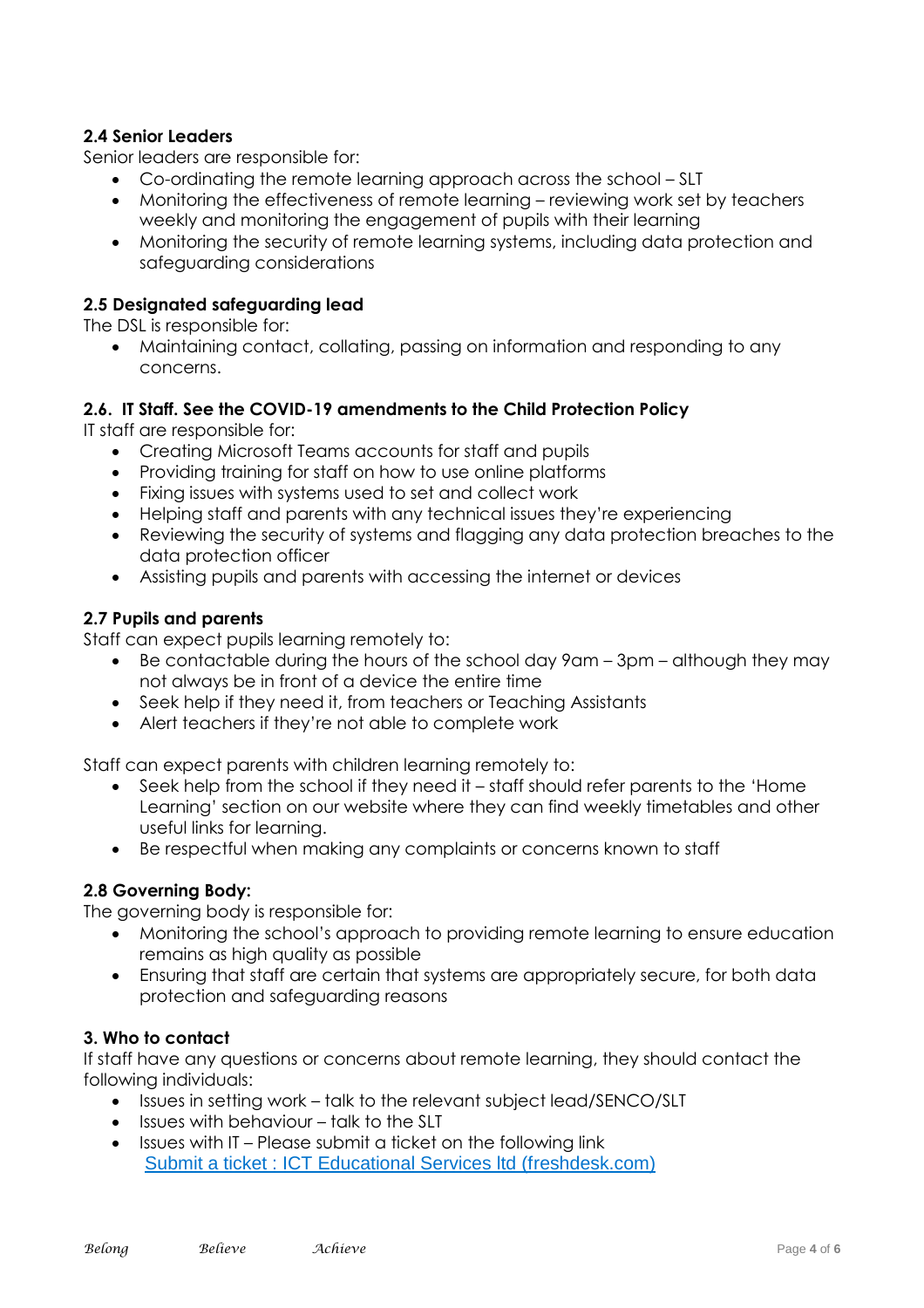### 2.4 Senior Leaders

Senior leaders are responsible for:

- Co-ordinating the remote learning approach across the school – SLT
- Monitoring the effectiveness of remote learning – reviewing work set by teachers weekly and monitoring the engagement of pupils with their learning
- Monitoring the security of remote learning systems, including data protection and safeguarding considerations

### 2.5 Designated safeguarding lead

The DSL is responsible for:

- Maintaining contact, collating, passing on information and responding to any concerns.

### 2.6. IT Staff. See the COVID-19 amendments to the Child Protection Policy

IT staff are responsible for:

- Creating Microsoft Teams accounts for staff and pupils
- Providing training for staff on how to use online platforms
- Fixing issues with systems used to set and collect work
- Helping staff and parents with any technical issues they're experiencing
- Reviewing the security of systems and flagging any data protection breaches to the data protection officer
- Assisting pupils and parents with accessing the internet or devices

### 2.7 Pupils and parents

Staff can expect pupils learning remotely to:

- Be contactable during the hours of the school day 9am – 3pm – although they may not always be in front of a device the entire time
- Seek help if they need it, from teachers or Teaching Assistants
- Alert teachers if they're not able to complete work

Staff can expect parents with children learning remotely to:

- Seek help from the school if they need it – staff should refer parents to the 'Home Learning' section on our website where they can find weekly timetables and other useful links for learning.
- Be respectful when making any complaints or concerns known to staff

### 2.8 Governing Body:

The governing body is responsible for:

- Monitoring the school's approach to providing remote learning to ensure education remains as high quality as possible
- Ensuring that staff are certain that systems are appropriately secure, for both data protection and safeguarding reasons

## 3. Who to contact

If staff have any questions or concerns about remote learning, they should contact the following individuals:

- Issues in setting work – talk to the relevant subject lead/SENCO/SLT
- Issues with behaviour – talk to the SLT
- Issues with IT – Please submit a ticket on the following link
  Submit a ticket : ICT Educational Services ltd (freshdesk.com)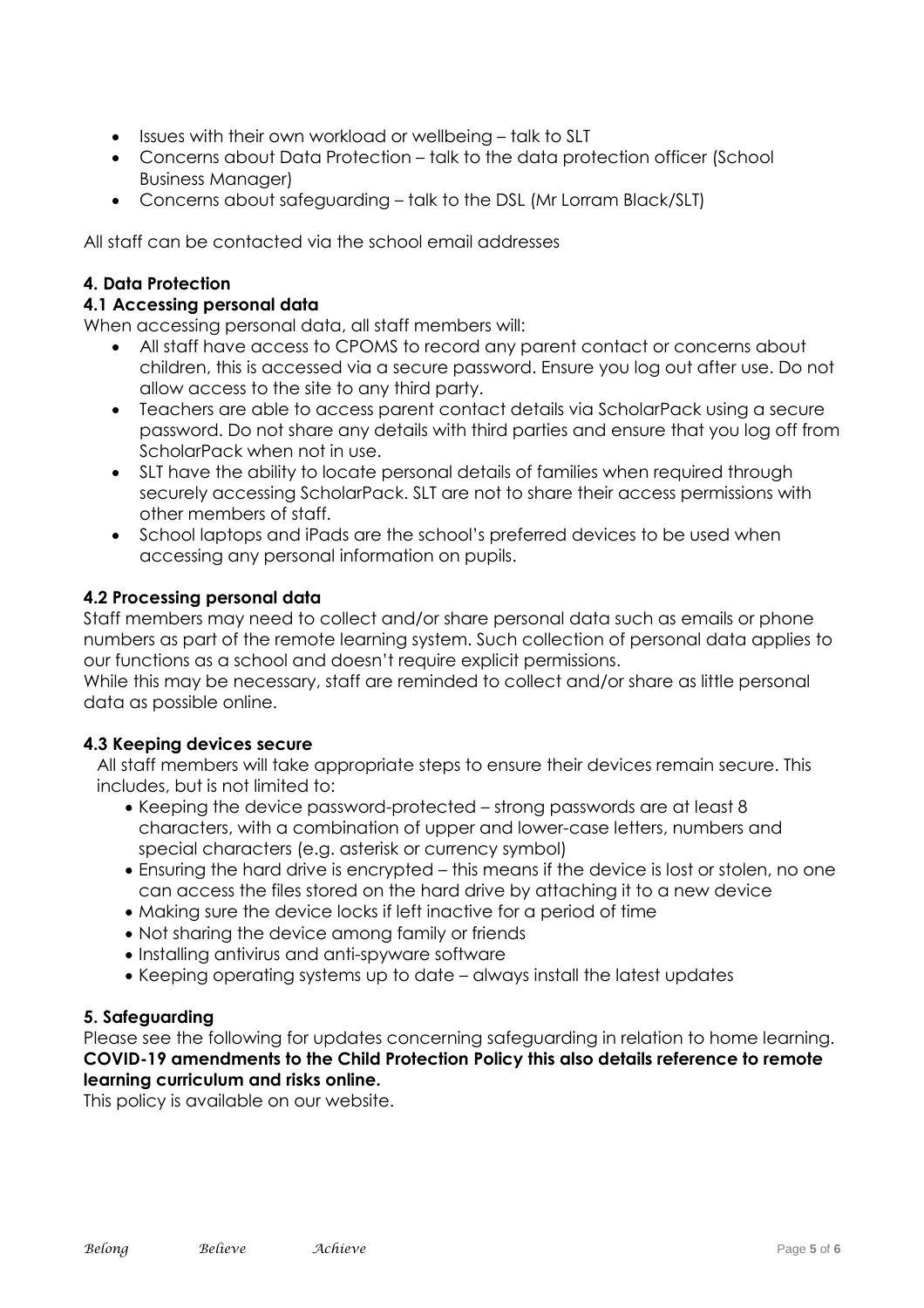- Issues with their own workload or wellbeing – talk to SLT
- Concerns about Data Protection – talk to the data protection officer (School Business Manager)
- Concerns about safeguarding – talk to the DSL (Mr Lorram Black/SLT)

All staff can be contacted via the school email addresses

### 4. Data Protection

#### 4.1 Accessing personal data

When accessing personal data, all staff members will:

- All staff have access to CPOMS to record any parent contact or concerns about children, this is accessed via a secure password. Ensure you log out after use. Do not allow access to the site to any third party.
- Teachers are able to access parent contact details via ScholarPack using a secure password. Do not share any details with third parties and ensure that you log off from ScholarPack when not in use.
- SLT have the ability to locate personal details of families when required through securely accessing ScholarPack. SLT are not to share their access permissions with other members of staff.
- School laptops and iPads are the school's preferred devices to be used when accessing any personal information on pupils.

#### 4.2 Processing personal data

Staff members may need to collect and/or share personal data such as emails or phone numbers as part of the remote learning system. Such collection of personal data applies to our functions as a school and doesn't require explicit permissions.
While this may be necessary, staff are reminded to collect and/or share as little personal data as possible online.

#### 4.3 Keeping devices secure

All staff members will take appropriate steps to ensure their devices remain secure. This includes, but is not limited to:

- Keeping the device password-protected – strong passwords are at least 8 characters, with a combination of upper and lower-case letters, numbers and special characters (e.g. asterisk or currency symbol)
- Ensuring the hard drive is encrypted – this means if the device is lost or stolen, no one can access the files stored on the hard drive by attaching it to a new device
- Making sure the device locks if left inactive for a period of time
- Not sharing the device among family or friends
- Installing antivirus and anti-spyware software
- Keeping operating systems up to date – always install the latest updates

### 5. Safeguarding

Please see the following for updates concerning safeguarding in relation to home learning.
**COVID-19 amendments to the Child Protection Policy this also details reference to remote learning curriculum and risks online.**
This policy is available on our website.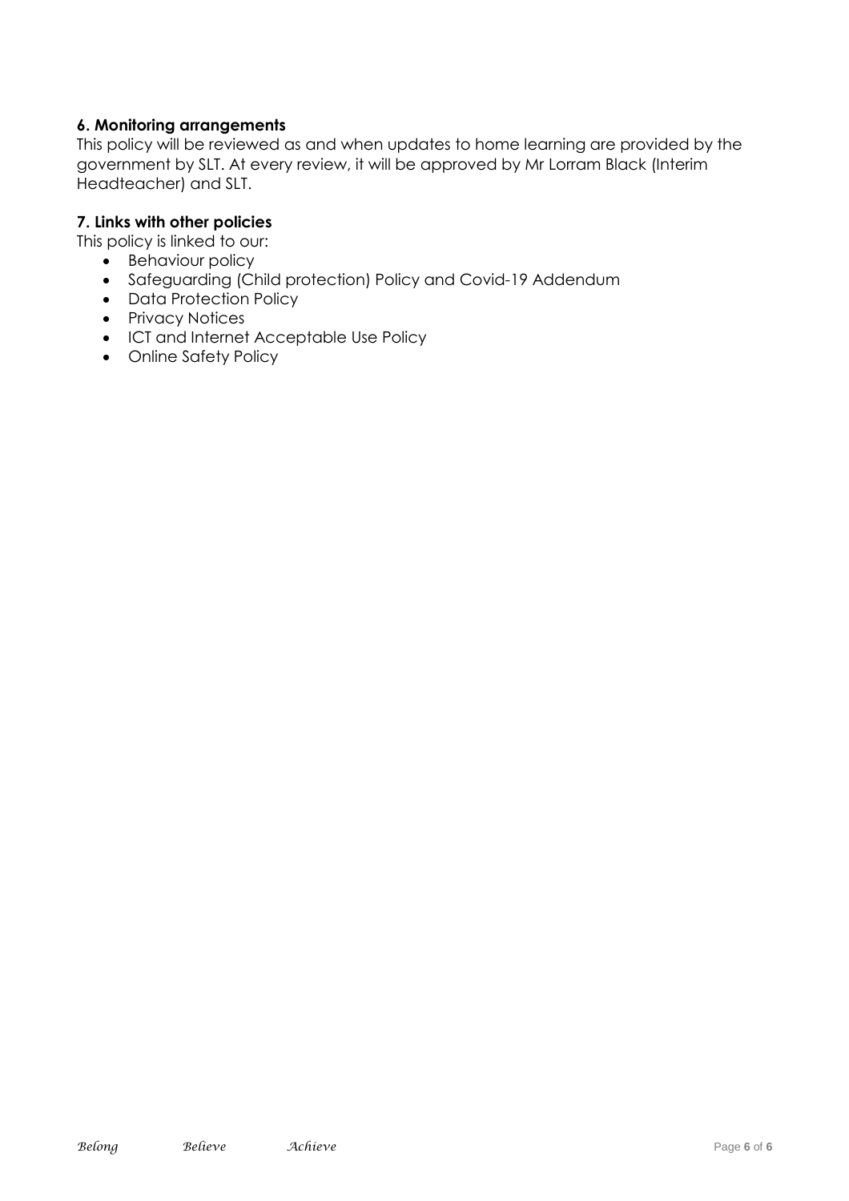### 6. Monitoring arrangements

This policy will be reviewed as and when updates to home learning are provided by the government by SLT. At every review, it will be approved by Mr Lorram Black (Interim Headteacher) and SLT.

### 7. Links with other policies

This policy is linked to our:

- Behaviour policy
- Safeguarding (Child protection) Policy and Covid-19 Addendum
- Data Protection Policy
- Privacy Notices
- ICT and Internet Acceptable Use Policy
- Online Safety Policy